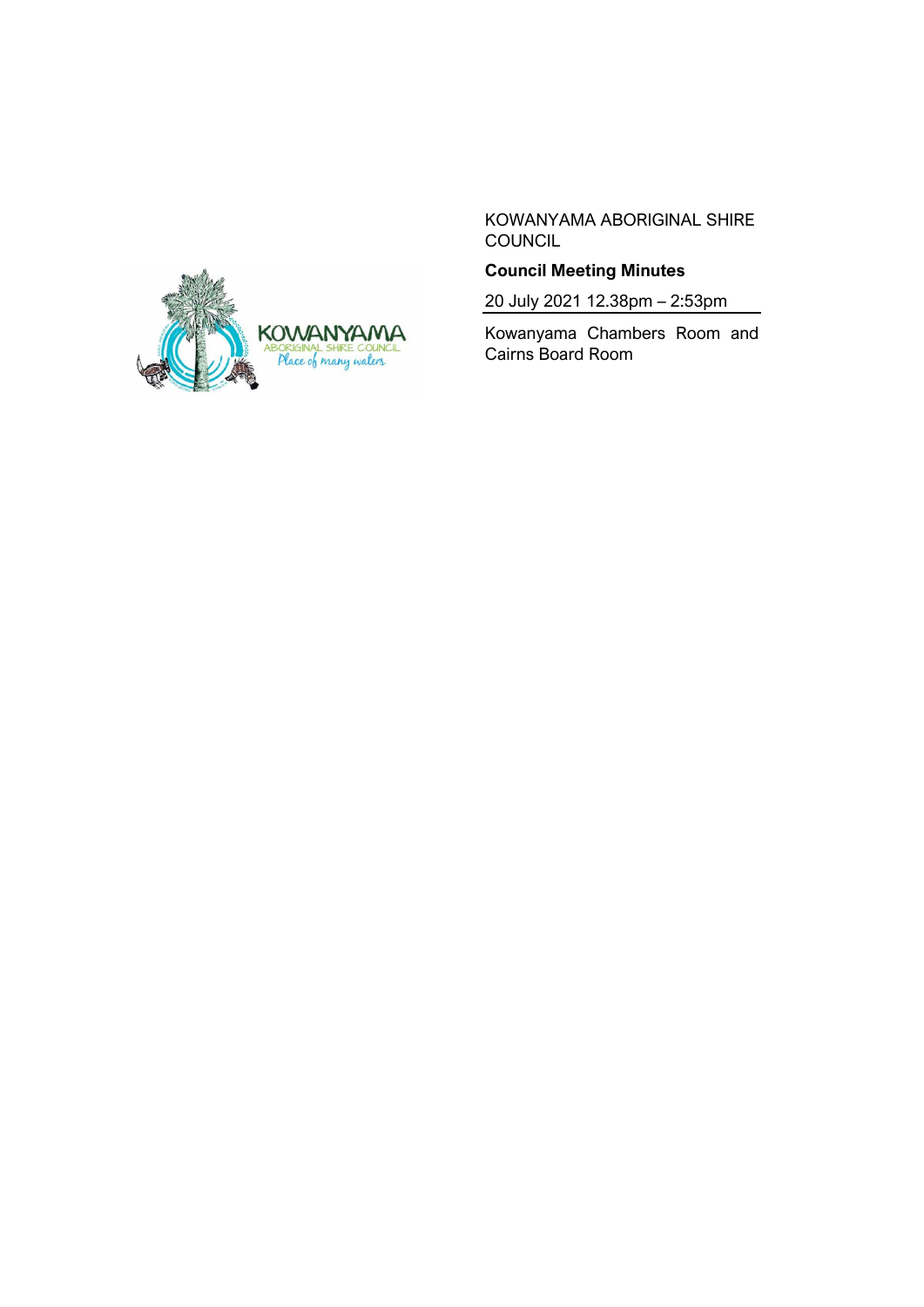KOWANYAMA ABORIGINAL SHIRE COUNCIL

**Council Meeting Minutes**

20 July 2021 12.38pm – 2:53pm

Kowanyama Chambers Room and Cairns Board Room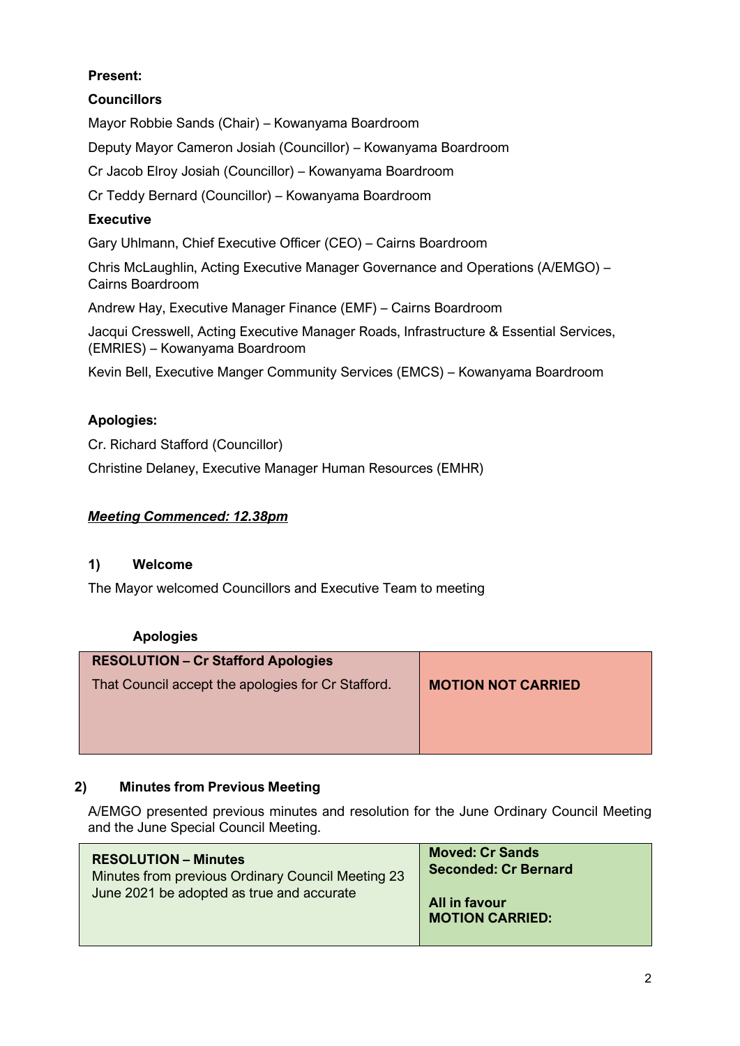**Present:**

**Councillors**

Mayor Robbie Sands (Chair) – Kowanyama Boardroom

Deputy Mayor Cameron Josiah (Councillor) – Kowanyama Boardroom

Cr Jacob Elroy Josiah (Councillor) – Kowanyama Boardroom

Cr Teddy Bernard (Councillor) – Kowanyama Boardroom

**Executive**

Gary Uhlmann, Chief Executive Officer (CEO) – Cairns Boardroom

Chris McLaughlin, Acting Executive Manager Governance and Operations (A/EMGO) – Cairns Boardroom

Andrew Hay, Executive Manager Finance (EMF) – Cairns Boardroom

Jacqui Cresswell, Acting Executive Manager Roads, Infrastructure & Essential Services, (EMRIES) – Kowanyama Boardroom

Kevin Bell, Executive Manger Community Services (EMCS) – Kowanyama Boardroom

**Apologies:**

Cr. Richard Stafford (Councillor)

Christine Delaney, Executive Manager Human Resources (EMHR)

***Meeting Commenced: 12.38pm***

### 1) Welcome

The Mayor welcomed Councillors and Executive Team to meeting

**Apologies**

| **RESOLUTION – Cr Stafford Apologies** That Council accept the apologies for Cr Stafford. | **MOTION NOT CARRIED** |
|---|---|

### 2) Minutes from Previous Meeting

A/EMGO presented previous minutes and resolution for the June Ordinary Council Meeting and the June Special Council Meeting.

| **RESOLUTION – Minutes** Minutes from previous Ordinary Council Meeting 23 June 2021 be adopted as true and accurate | **Moved: Cr Sands** **Seconded: Cr Bernard** **All in favour** **MOTION CARRIED:** |
|---|---|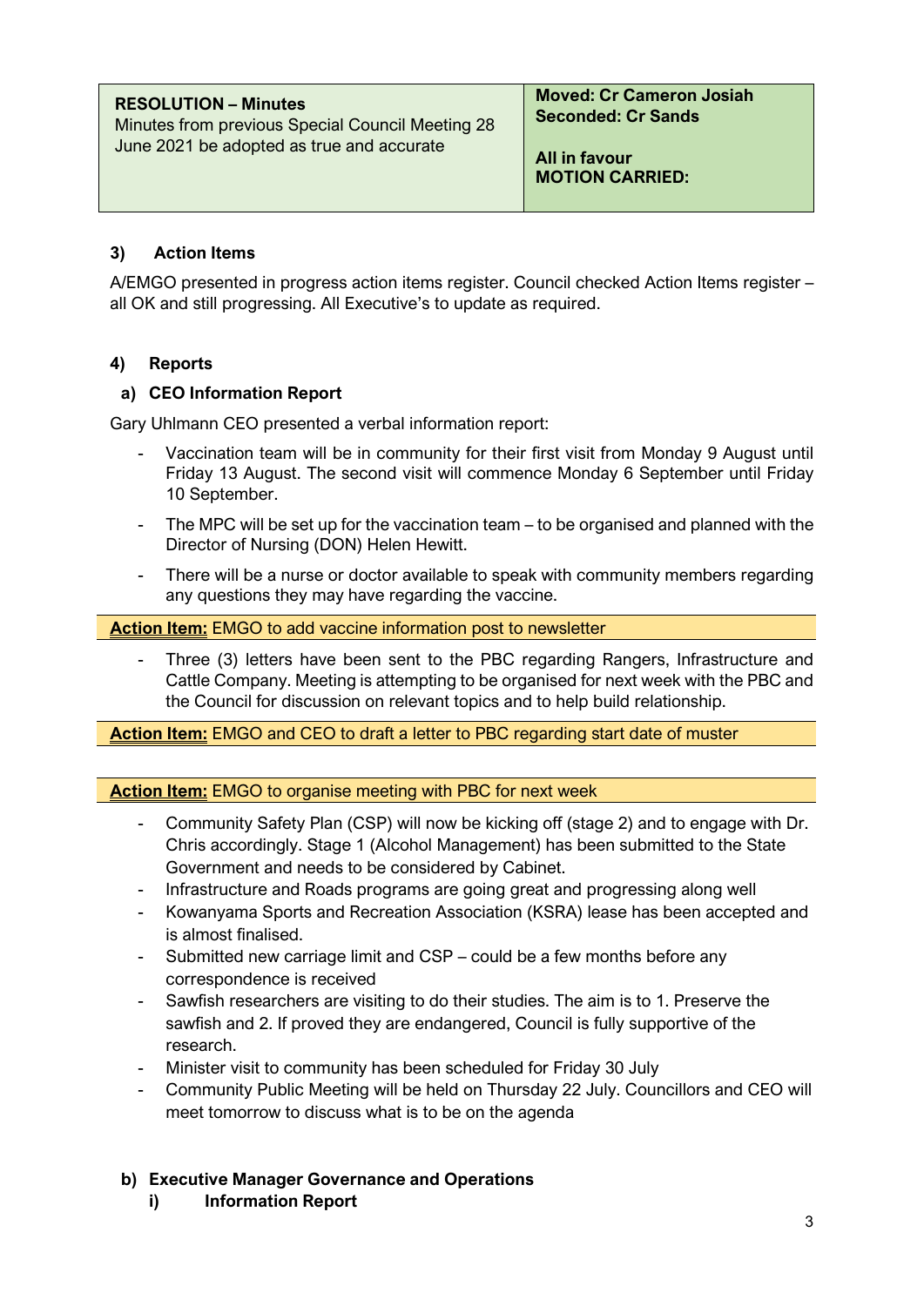| **RESOLUTION – Minutes**<br>Minutes from previous Special Council Meeting 28 June 2021 be adopted as true and accurate | **Moved: Cr Cameron Josiah**<br>**Seconded: Cr Sands**<br><br>**All in favour**<br>**MOTION CARRIED:** |
|---|---|

### 3) Action Items

A/EMGO presented in progress action items register. Council checked Action Items register – all OK and still progressing. All Executive's to update as required.

### 4) Reports

#### a) CEO Information Report

Gary Uhlmann CEO presented a verbal information report:

- Vaccination team will be in community for their first visit from Monday 9 August until Friday 13 August. The second visit will commence Monday 6 September until Friday 10 September.
- The MPC will be set up for the vaccination team – to be organised and planned with the Director of Nursing (DON) Helen Hewitt.
- There will be a nurse or doctor available to speak with community members regarding any questions they may have regarding the vaccine.

**Action Item:** EMGO to add vaccine information post to newsletter

- Three (3) letters have been sent to the PBC regarding Rangers, Infrastructure and Cattle Company. Meeting is attempting to be organised for next week with the PBC and the Council for discussion on relevant topics and to help build relationship.

**Action Item:** EMGO and CEO to draft a letter to PBC regarding start date of muster

**Action Item:** EMGO to organise meeting with PBC for next week

- Community Safety Plan (CSP) will now be kicking off (stage 2) and to engage with Dr. Chris accordingly. Stage 1 (Alcohol Management) has been submitted to the State Government and needs to be considered by Cabinet.
- Infrastructure and Roads programs are going great and progressing along well
- Kowanyama Sports and Recreation Association (KSRA) lease has been accepted and is almost finalised.
- Submitted new carriage limit and CSP – could be a few months before any correspondence is received
- Sawfish researchers are visiting to do their studies. The aim is to 1. Preserve the sawfish and 2. If proved they are endangered, Council is fully supportive of the research.
- Minister visit to community has been scheduled for Friday 30 July
- Community Public Meeting will be held on Thursday 22 July. Councillors and CEO will meet tomorrow to discuss what is to be on the agenda

#### b) Executive Manager Governance and Operations

##### i) Information Report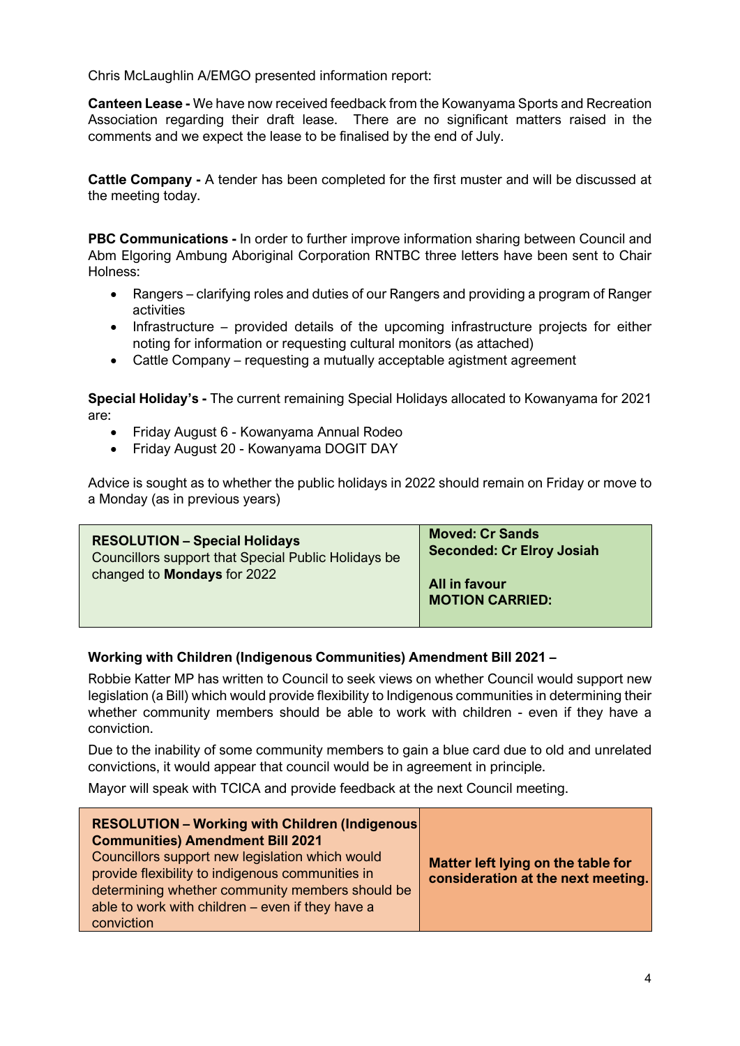Chris McLaughlin A/EMGO presented information report:

**Canteen Lease -** We have now received feedback from the Kowanyama Sports and Recreation Association regarding their draft lease. There are no significant matters raised in the comments and we expect the lease to be finalised by the end of July.

**Cattle Company -** A tender has been completed for the first muster and will be discussed at the meeting today.

**PBC Communications -** In order to further improve information sharing between Council and Abm Elgoring Ambung Aboriginal Corporation RNTBC three letters have been sent to Chair Holness:

- Rangers – clarifying roles and duties of our Rangers and providing a program of Ranger activities
- Infrastructure – provided details of the upcoming infrastructure projects for either noting for information or requesting cultural monitors (as attached)
- Cattle Company – requesting a mutually acceptable agistment agreement

**Special Holiday's -** The current remaining Special Holidays allocated to Kowanyama for 2021 are:

- Friday August 6 - Kowanyama Annual Rodeo
- Friday August 20 - Kowanyama DOGIT DAY

Advice is sought as to whether the public holidays in 2022 should remain on Friday or move to a Monday (as in previous years)

| **RESOLUTION – Special Holidays**<br>Councillors support that Special Public Holidays be changed to **Mondays** for 2022 | **Moved: Cr Sands**<br>**Seconded: Cr Elroy Josiah**<br><br>**All in favour**<br>**MOTION CARRIED:** |
|---|---|

**Working with Children (Indigenous Communities) Amendment Bill 2021 –**

Robbie Katter MP has written to Council to seek views on whether Council would support new legislation (a Bill) which would provide flexibility to Indigenous communities in determining their whether community members should be able to work with children - even if they have a conviction.

Due to the inability of some community members to gain a blue card due to old and unrelated convictions, it would appear that council would be in agreement in principle.

Mayor will speak with TCICA and provide feedback at the next Council meeting.

| **RESOLUTION – Working with Children (Indigenous Communities) Amendment Bill 2021**<br>Councillors support new legislation which would provide flexibility to indigenous communities in determining whether community members should be able to work with children – even if they have a conviction | **Matter left lying on the table for consideration at the next meeting.** |
|---|---|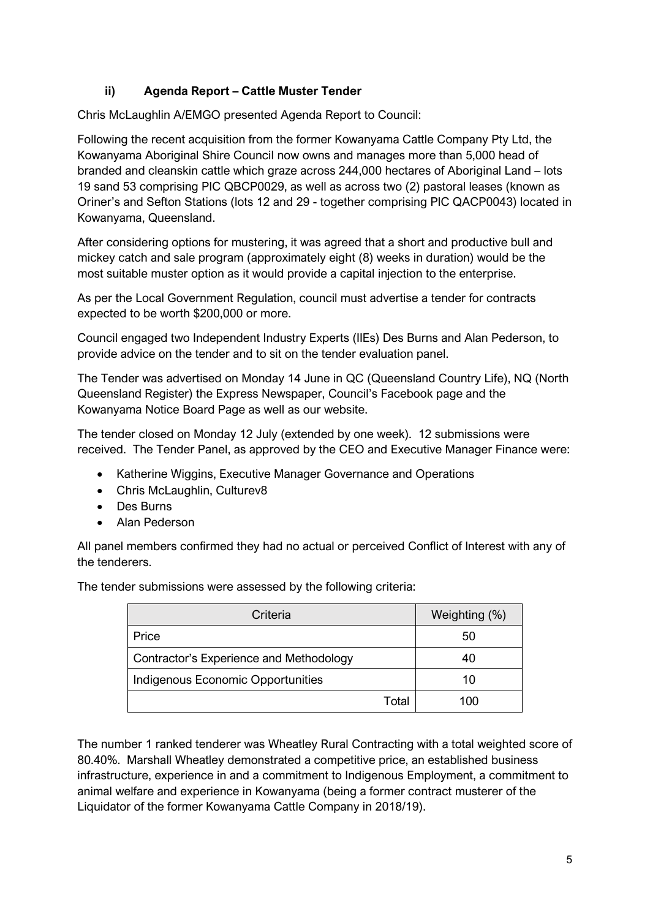### ii) Agenda Report – Cattle Muster Tender

Chris McLaughlin A/EMGO presented Agenda Report to Council:

Following the recent acquisition from the former Kowanyama Cattle Company Pty Ltd, the Kowanyama Aboriginal Shire Council now owns and manages more than 5,000 head of branded and cleanskin cattle which graze across 244,000 hectares of Aboriginal Land – lots 19 sand 53 comprising PIC QBCP0029, as well as across two (2) pastoral leases (known as Oriner's and Sefton Stations (lots 12 and 29 - together comprising PIC QACP0043) located in Kowanyama, Queensland.

After considering options for mustering, it was agreed that a short and productive bull and mickey catch and sale program (approximately eight (8) weeks in duration) would be the most suitable muster option as it would provide a capital injection to the enterprise.

As per the Local Government Regulation, council must advertise a tender for contracts expected to be worth $200,000 or more.

Council engaged two Independent Industry Experts (IIEs) Des Burns and Alan Pederson, to provide advice on the tender and to sit on the tender evaluation panel.

The Tender was advertised on Monday 14 June in QC (Queensland Country Life), NQ (North Queensland Register) the Express Newspaper, Council's Facebook page and the Kowanyama Notice Board Page as well as our website.

The tender closed on Monday 12 July (extended by one week). 12 submissions were received. The Tender Panel, as approved by the CEO and Executive Manager Finance were:

- Katherine Wiggins, Executive Manager Governance and Operations
- Chris McLaughlin, Culturev8
- Des Burns
- Alan Pederson

All panel members confirmed they had no actual or perceived Conflict of Interest with any of the tenderers.

The tender submissions were assessed by the following criteria:

| Criteria | Weighting (%) |
|---|---|
| Price | 50 |
| Contractor's Experience and Methodology | 40 |
| Indigenous Economic Opportunities | 10 |
| Total | 100 |

The number 1 ranked tenderer was Wheatley Rural Contracting with a total weighted score of 80.40%. Marshall Wheatley demonstrated a competitive price, an established business infrastructure, experience in and a commitment to Indigenous Employment, a commitment to animal welfare and experience in Kowanyama (being a former contract musterer of the Liquidator of the former Kowanyama Cattle Company in 2018/19).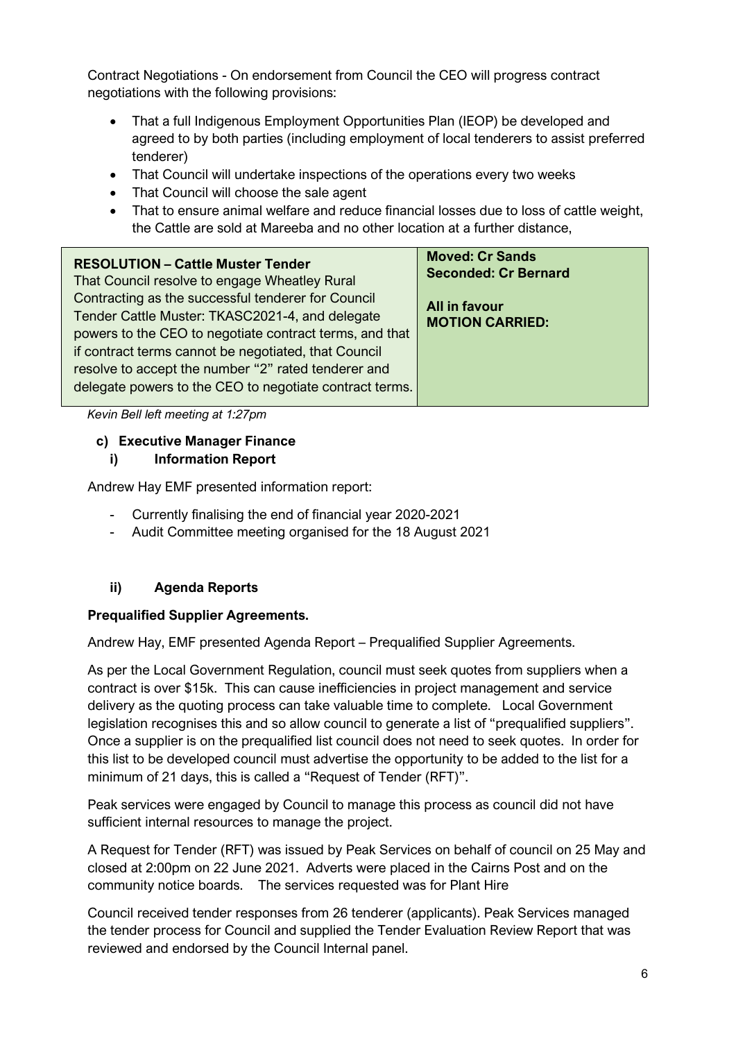Contract Negotiations - On endorsement from Council the CEO will progress contract negotiations with the following provisions:

- That a full Indigenous Employment Opportunities Plan (IEOP) be developed and agreed to by both parties (including employment of local tenderers to assist preferred tenderer)
- That Council will undertake inspections of the operations every two weeks
- That Council will choose the sale agent
- That to ensure animal welfare and reduce financial losses due to loss of cattle weight, the Cattle are sold at Mareeba and no other location at a further distance,

| **RESOLUTION – Cattle Muster Tender**<br>That Council resolve to engage Wheatley Rural Contracting as the successful tenderer for Council Tender Cattle Muster: TKASC2021-4, and delegate powers to the CEO to negotiate contract terms, and that if contract terms cannot be negotiated, that Council resolve to accept the number "2" rated tenderer and delegate powers to the CEO to negotiate contract terms. | **Moved: Cr Sands**<br>**Seconded: Cr Bernard**<br><br>**All in favour**<br>**MOTION CARRIED:** |
|---|---|

*Kevin Bell left meeting at 1:27pm*

### c) Executive Manager Finance

#### i) Information Report

Andrew Hay EMF presented information report:

- Currently finalising the end of financial year 2020-2021
- Audit Committee meeting organised for the 18 August 2021

#### ii) Agenda Reports

**Prequalified Supplier Agreements.**

Andrew Hay, EMF presented Agenda Report – Prequalified Supplier Agreements.

As per the Local Government Regulation, council must seek quotes from suppliers when a contract is over $15k. This can cause inefficiencies in project management and service delivery as the quoting process can take valuable time to complete. Local Government legislation recognises this and so allow council to generate a list of "prequalified suppliers". Once a supplier is on the prequalified list council does not need to seek quotes. In order for this list to be developed council must advertise the opportunity to be added to the list for a minimum of 21 days, this is called a "Request of Tender (RFT)".

Peak services were engaged by Council to manage this process as council did not have sufficient internal resources to manage the project.

A Request for Tender (RFT) was issued by Peak Services on behalf of council on 25 May and closed at 2:00pm on 22 June 2021. Adverts were placed in the Cairns Post and on the community notice boards. The services requested was for Plant Hire

Council received tender responses from 26 tenderer (applicants). Peak Services managed the tender process for Council and supplied the Tender Evaluation Review Report that was reviewed and endorsed by the Council Internal panel.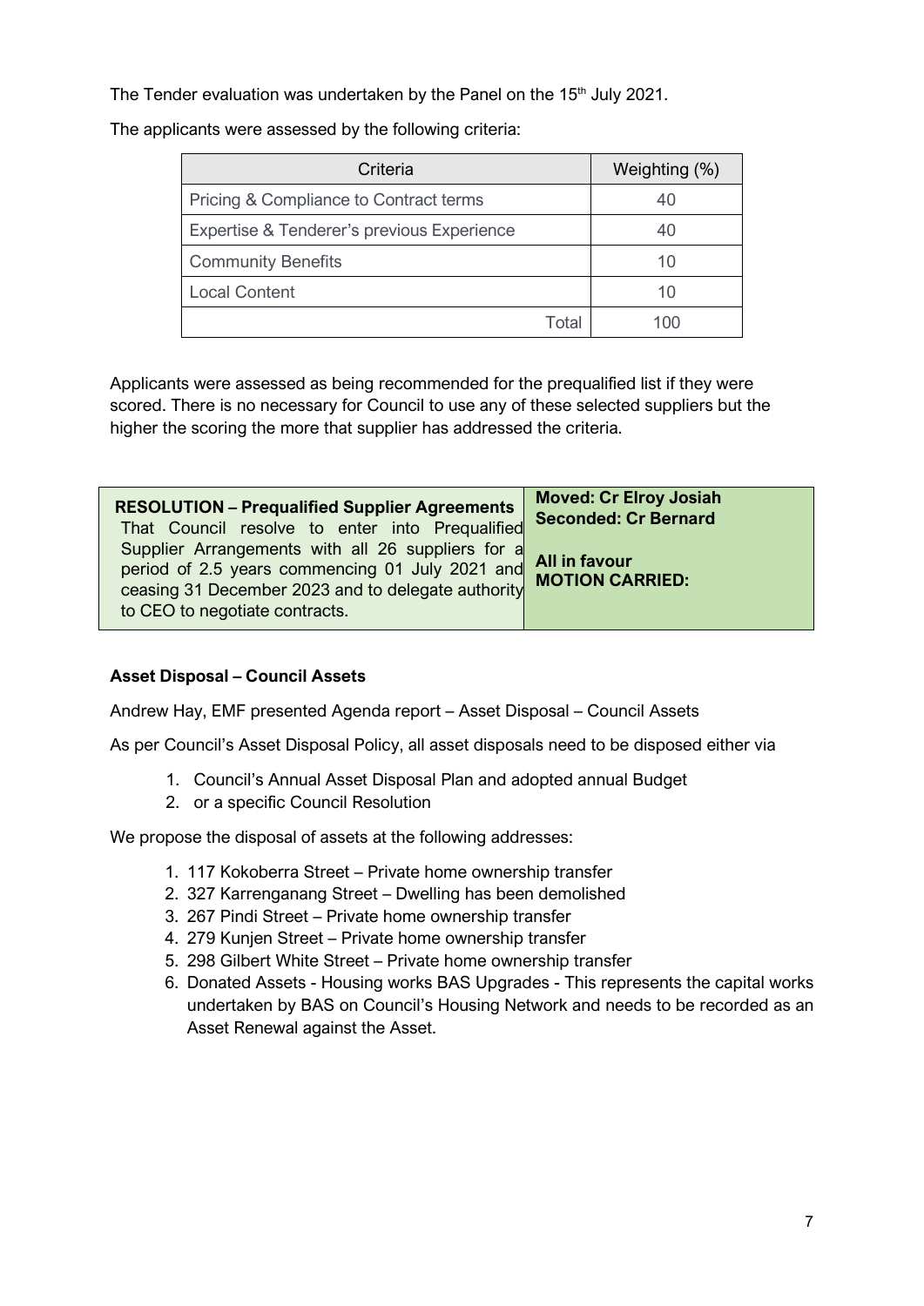The Tender evaluation was undertaken by the Panel on the 15th July 2021.

The applicants were assessed by the following criteria:

| Criteria | Weighting (%) |
| --- | --- |
| Pricing & Compliance to Contract terms | 40 |
| Expertise & Tenderer's previous Experience | 40 |
| Community Benefits | 10 |
| Local Content | 10 |
| Total | 100 |

Applicants were assessed as being recommended for the prequalified list if they were scored. There is no necessary for Council to use any of these selected suppliers but the higher the scoring the more that supplier has addressed the criteria.

| **RESOLUTION – Prequalified Supplier Agreements** That Council resolve to enter into Prequalified Supplier Arrangements with all 26 suppliers for a period of 2.5 years commencing 01 July 2021 and ceasing 31 December 2023 and to delegate authority to CEO to negotiate contracts. | **Moved: Cr Elroy Josiah** **Seconded: Cr Bernard** **All in favour** **MOTION CARRIED:** |
| --- | --- |

**Asset Disposal – Council Assets**

Andrew Hay, EMF presented Agenda report – Asset Disposal – Council Assets

As per Council's Asset Disposal Policy, all asset disposals need to be disposed either via

1. Council's Annual Asset Disposal Plan and adopted annual Budget
2. or a specific Council Resolution

We propose the disposal of assets at the following addresses:

1. 117 Kokoberra Street – Private home ownership transfer
2. 327 Karrenganang Street – Dwelling has been demolished
3. 267 Pindi Street – Private home ownership transfer
4. 279 Kunjen Street – Private home ownership transfer
5. 298 Gilbert White Street – Private home ownership transfer
6. Donated Assets - Housing works BAS Upgrades - This represents the capital works undertaken by BAS on Council's Housing Network and needs to be recorded as an Asset Renewal against the Asset.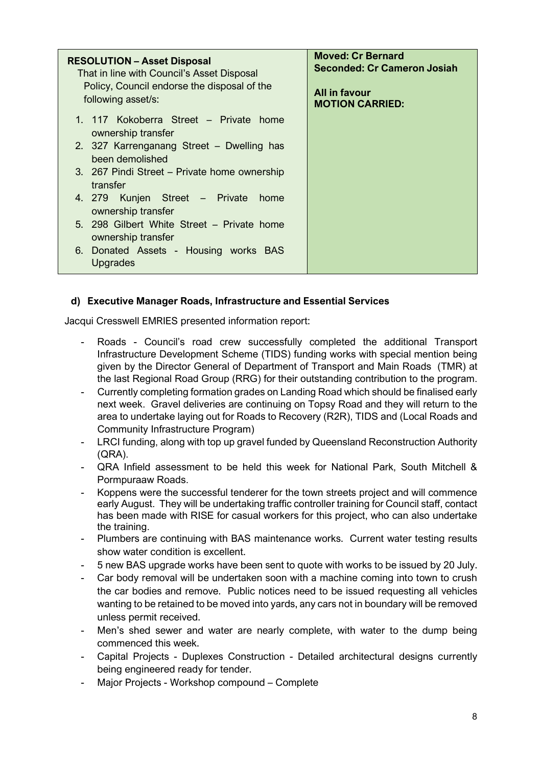| **RESOLUTION – Asset Disposal**<br>That in line with Council's Asset Disposal Policy, Council endorse the disposal of the following asset/s:<br>1. 117 Kokoberra Street – Private home ownership transfer<br>2. 327 Karrenganang Street – Dwelling has been demolished<br>3. 267 Pindi Street – Private home ownership transfer<br>4. 279 Kunjen Street – Private home ownership transfer<br>5. 298 Gilbert White Street – Private home ownership transfer<br>6. Donated Assets - Housing works BAS Upgrades | **Moved: Cr Bernard**<br>**Seconded: Cr Cameron Josiah**<br><br>**All in favour**<br>**MOTION CARRIED:** |
|---|---|

#### d) Executive Manager Roads, Infrastructure and Essential Services

Jacqui Cresswell EMRIES presented information report:

- Roads - Council's road crew successfully completed the additional Transport Infrastructure Development Scheme (TIDS) funding works with special mention being given by the Director General of Department of Transport and Main Roads (TMR) at the last Regional Road Group (RRG) for their outstanding contribution to the program.
- Currently completing formation grades on Landing Road which should be finalised early next week. Gravel deliveries are continuing on Topsy Road and they will return to the area to undertake laying out for Roads to Recovery (R2R), TIDS and (Local Roads and Community Infrastructure Program)
- LRCI funding, along with top up gravel funded by Queensland Reconstruction Authority (QRA).
- QRA Infield assessment to be held this week for National Park, South Mitchell & Pormpuraaw Roads.
- Koppens were the successful tenderer for the town streets project and will commence early August. They will be undertaking traffic controller training for Council staff, contact has been made with RISE for casual workers for this project, who can also undertake the training.
- Plumbers are continuing with BAS maintenance works. Current water testing results show water condition is excellent.
- 5 new BAS upgrade works have been sent to quote with works to be issued by 20 July.
- Car body removal will be undertaken soon with a machine coming into town to crush the car bodies and remove. Public notices need to be issued requesting all vehicles wanting to be retained to be moved into yards, any cars not in boundary will be removed unless permit received.
- Men's shed sewer and water are nearly complete, with water to the dump being commenced this week.
- Capital Projects - Duplexes Construction - Detailed architectural designs currently being engineered ready for tender.
- Major Projects - Workshop compound – Complete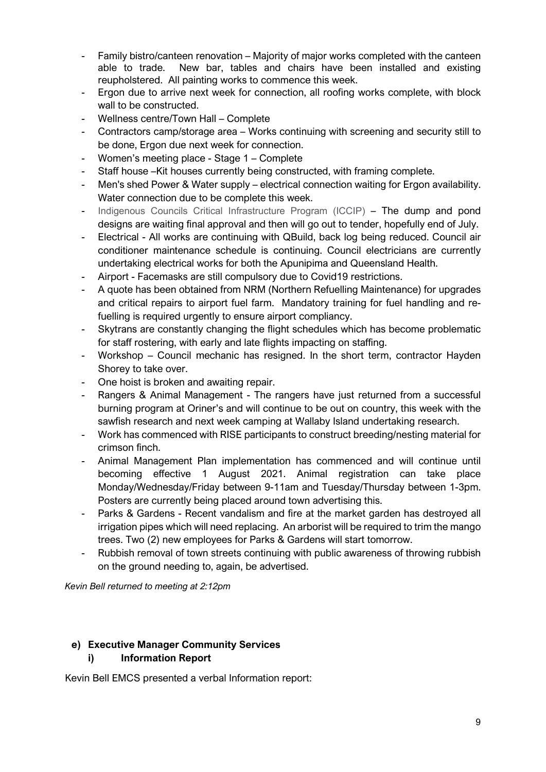- Family bistro/canteen renovation – Majority of major works completed with the canteen able to trade. New bar, tables and chairs have been installed and existing reupholstered. All painting works to commence this week.
- Ergon due to arrive next week for connection, all roofing works complete, with block wall to be constructed.
- Wellness centre/Town Hall – Complete
- Contractors camp/storage area – Works continuing with screening and security still to be done, Ergon due next week for connection.
- Women's meeting place - Stage 1 – Complete
- Staff house –Kit houses currently being constructed, with framing complete.
- Men's shed Power & Water supply – electrical connection waiting for Ergon availability. Water connection due to be complete this week.
- Indigenous Councils Critical Infrastructure Program (ICCIP) – The dump and pond designs are waiting final approval and then will go out to tender, hopefully end of July.
- Electrical - All works are continuing with QBuild, back log being reduced. Council air conditioner maintenance schedule is continuing. Council electricians are currently undertaking electrical works for both the Apunipima and Queensland Health.
- Airport - Facemasks are still compulsory due to Covid19 restrictions.
- A quote has been obtained from NRM (Northern Refuelling Maintenance) for upgrades and critical repairs to airport fuel farm. Mandatory training for fuel handling and re-fuelling is required urgently to ensure airport compliancy.
- Skytrans are constantly changing the flight schedules which has become problematic for staff rostering, with early and late flights impacting on staffing.
- Workshop – Council mechanic has resigned. In the short term, contractor Hayden Shorey to take over.
- One hoist is broken and awaiting repair.
- Rangers & Animal Management - The rangers have just returned from a successful burning program at Oriner's and will continue to be out on country, this week with the sawfish research and next week camping at Wallaby Island undertaking research.
- Work has commenced with RISE participants to construct breeding/nesting material for crimson finch.
- Animal Management Plan implementation has commenced and will continue until becoming effective 1 August 2021. Animal registration can take place Monday/Wednesday/Friday between 9-11am and Tuesday/Thursday between 1-3pm. Posters are currently being placed around town advertising this.
- Parks & Gardens - Recent vandalism and fire at the market garden has destroyed all irrigation pipes which will need replacing. An arborist will be required to trim the mango trees. Two (2) new employees for Parks & Gardens will start tomorrow.
- Rubbish removal of town streets continuing with public awareness of throwing rubbish on the ground needing to, again, be advertised.

*Kevin Bell returned to meeting at 2:12pm*

**e) Executive Manager Community Services**

**i) Information Report**

Kevin Bell EMCS presented a verbal Information report: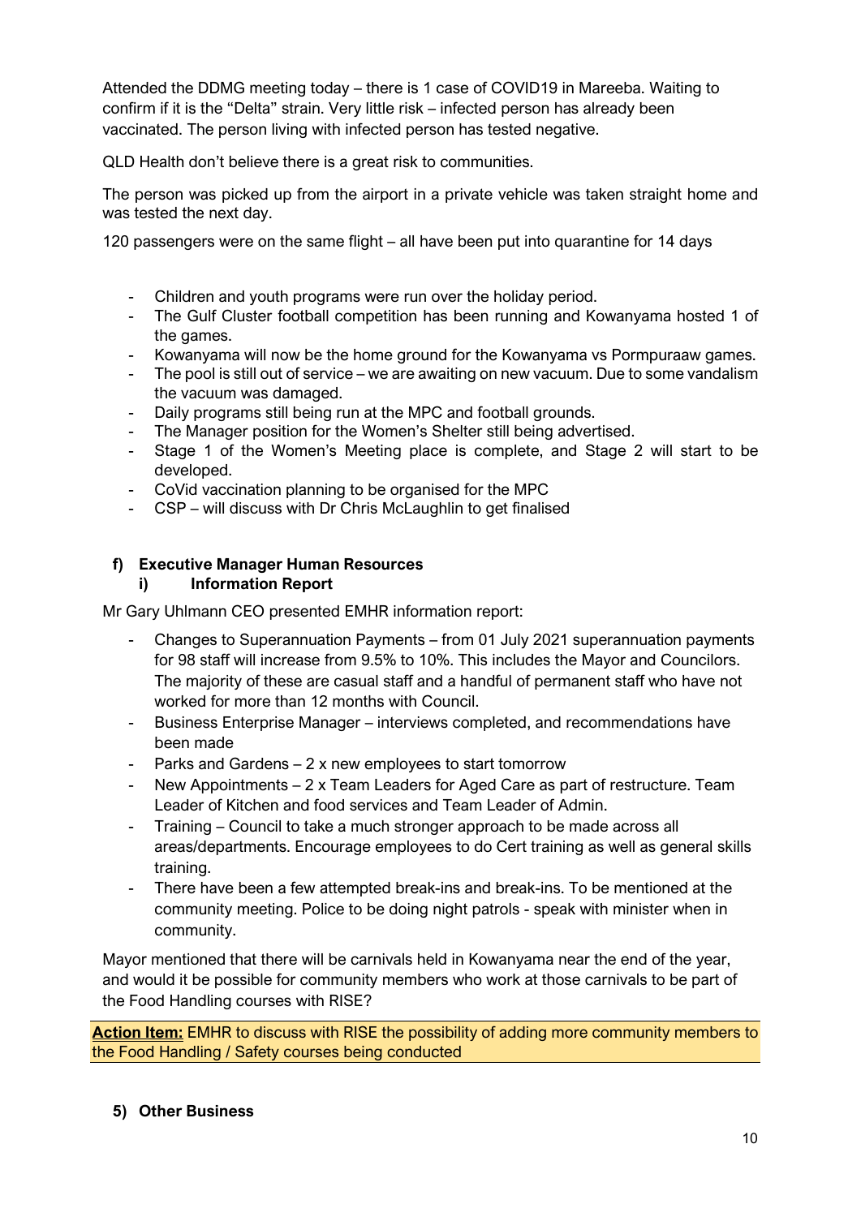Attended the DDMG meeting today – there is 1 case of COVID19 in Mareeba. Waiting to confirm if it is the "Delta" strain. Very little risk – infected person has already been vaccinated. The person living with infected person has tested negative.

QLD Health don't believe there is a great risk to communities.

The person was picked up from the airport in a private vehicle was taken straight home and was tested the next day.

120 passengers were on the same flight – all have been put into quarantine for 14 days

- Children and youth programs were run over the holiday period.
- The Gulf Cluster football competition has been running and Kowanyama hosted 1 of the games.
- Kowanyama will now be the home ground for the Kowanyama vs Pormpuraaw games.
- The pool is still out of service – we are awaiting on new vacuum. Due to some vandalism the vacuum was damaged.
- Daily programs still being run at the MPC and football grounds.
- The Manager position for the Women's Shelter still being advertised.
- Stage 1 of the Women's Meeting place is complete, and Stage 2 will start to be developed.
- CoVid vaccination planning to be organised for the MPC
- CSP – will discuss with Dr Chris McLaughlin to get finalised

**f) Executive Manager Human Resources**

**i) Information Report**

Mr Gary Uhlmann CEO presented EMHR information report:

- Changes to Superannuation Payments – from 01 July 2021 superannuation payments for 98 staff will increase from 9.5% to 10%. This includes the Mayor and Councilors. The majority of these are casual staff and a handful of permanent staff who have not worked for more than 12 months with Council.
- Business Enterprise Manager – interviews completed, and recommendations have been made
- Parks and Gardens – 2 x new employees to start tomorrow
- New Appointments – 2 x Team Leaders for Aged Care as part of restructure. Team Leader of Kitchen and food services and Team Leader of Admin.
- Training – Council to take a much stronger approach to be made across all areas/departments. Encourage employees to do Cert training as well as general skills training.
- There have been a few attempted break-ins and break-ins. To be mentioned at the community meeting. Police to be doing night patrols - speak with minister when in community.

Mayor mentioned that there will be carnivals held in Kowanyama near the end of the year, and would it be possible for community members who work at those carnivals to be part of the Food Handling courses with RISE?

**Action Item:** EMHR to discuss with RISE the possibility of adding more community members to the Food Handling / Safety courses being conducted

**5) Other Business**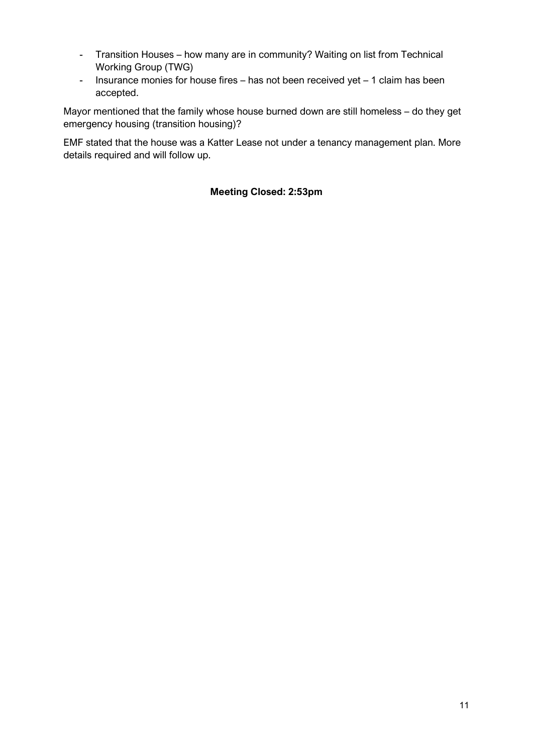- Transition Houses – how many are in community? Waiting on list from Technical Working Group (TWG)
- Insurance monies for house fires – has not been received yet – 1 claim has been accepted.

Mayor mentioned that the family whose house burned down are still homeless – do they get emergency housing (transition housing)?

EMF stated that the house was a Katter Lease not under a tenancy management plan. More details required and will follow up.

**Meeting Closed: 2:53pm**